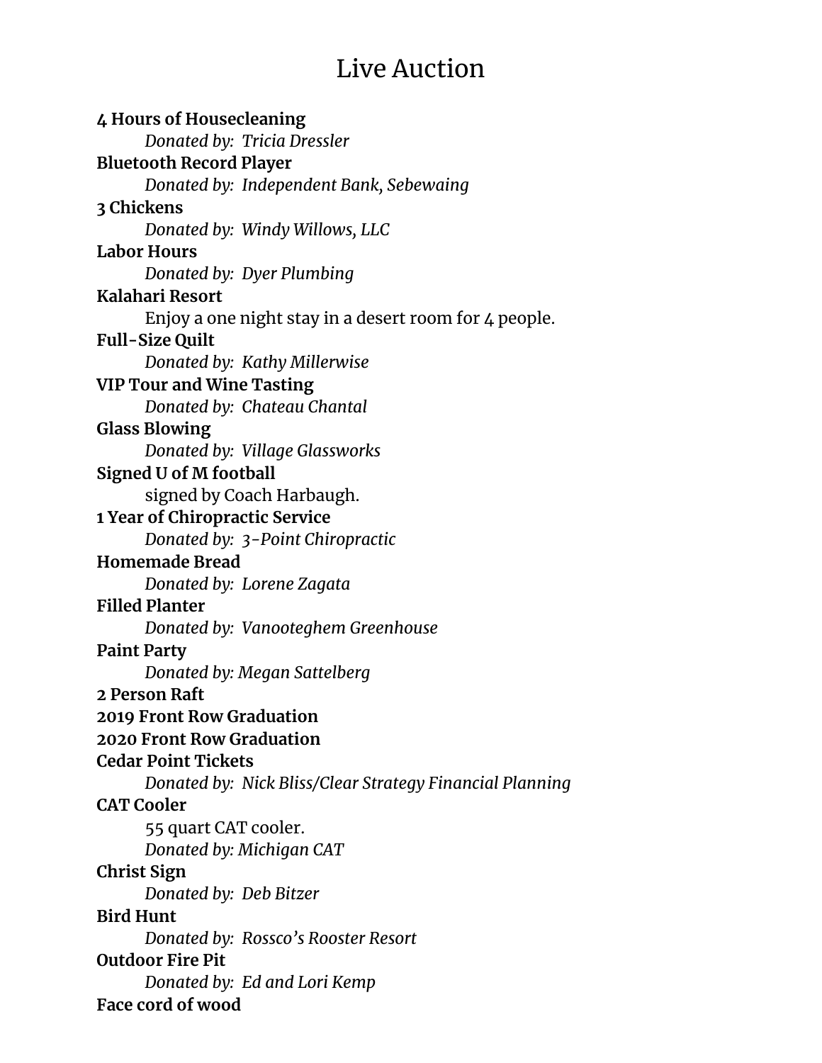# Live Auction

**4 Hours of Housecleaning**
*Donated by: Tricia Dressler*

**Bluetooth Record Player**
*Donated by: Independent Bank, Sebewaing*

**3 Chickens**
*Donated by: Windy Willows, LLC*

**Labor Hours**
*Donated by: Dyer Plumbing*

**Kalahari Resort**
Enjoy a one night stay in a desert room for 4 people.

**Full-Size Quilt**
*Donated by: Kathy Millerwise*

**VIP Tour and Wine Tasting**
*Donated by: Chateau Chantal*

**Glass Blowing**
*Donated by: Village Glassworks*

**Signed U of M football**
signed by Coach Harbaugh.

**1 Year of Chiropractic Service**
*Donated by: 3-Point Chiropractic*

**Homemade Bread**
*Donated by: Lorene Zagata*

**Filled Planter**
*Donated by: Vanooteghem Greenhouse*

**Paint Party**
*Donated by: Megan Sattelberg*

**2 Person Raft**

**2019 Front Row Graduation**

**2020 Front Row Graduation**

**Cedar Point Tickets**
*Donated by: Nick Bliss/Clear Strategy Financial Planning*

**CAT Cooler**
55 quart CAT cooler.
*Donated by: Michigan CAT*

**Christ Sign**
*Donated by: Deb Bitzer*

**Bird Hunt**
*Donated by: Rossco's Rooster Resort*

**Outdoor Fire Pit**
*Donated by: Ed and Lori Kemp*

**Face cord of wood**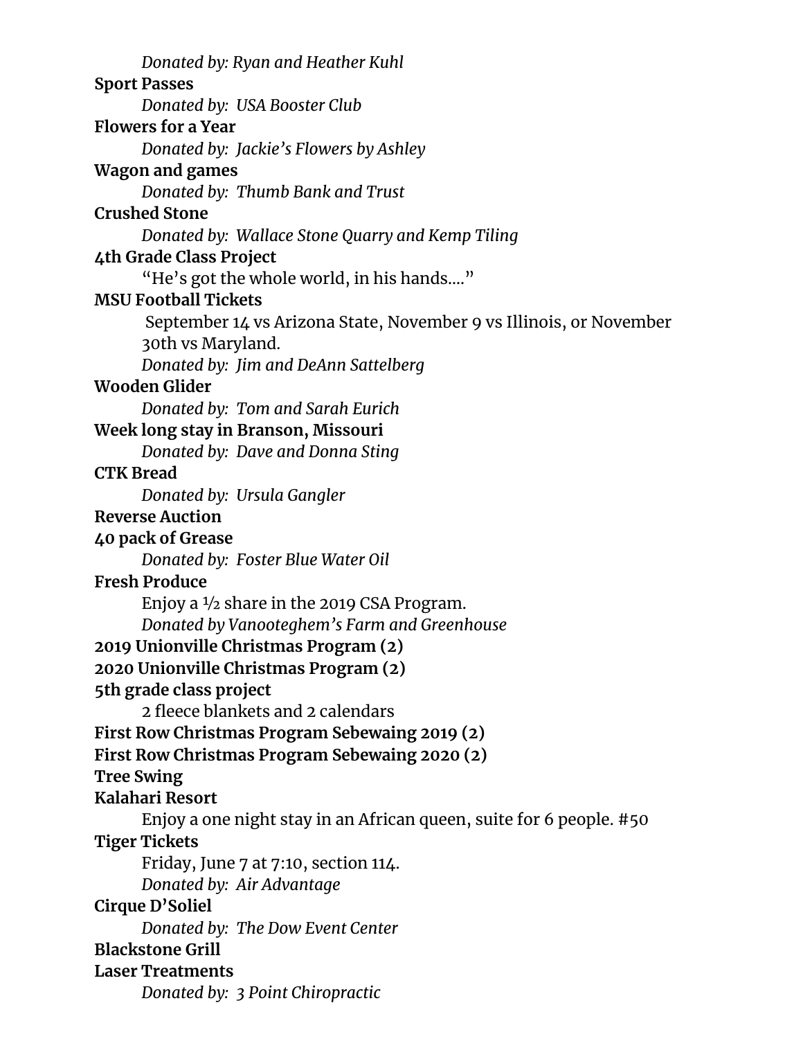*Donated by: Ryan and Heather Kuhl*

**Sport Passes**

*Donated by: USA Booster Club*

**Flowers for a Year**

*Donated by: Jackie's Flowers by Ashley*

**Wagon and games**

*Donated by: Thumb Bank and Trust*

**Crushed Stone**

*Donated by: Wallace Stone Quarry and Kemp Tiling*

**4th Grade Class Project**

"He's got the whole world, in his hands...."

**MSU Football Tickets**

September 14 vs Arizona State, November 9 vs Illinois, or November 30th vs Maryland.

*Donated by: Jim and DeAnn Sattelberg*

**Wooden Glider**

*Donated by: Tom and Sarah Eurich*

**Week long stay in Branson, Missouri**

*Donated by: Dave and Donna Sting*

**CTK Bread**

*Donated by: Ursula Gangler*

**Reverse Auction**

**40 pack of Grease**

*Donated by: Foster Blue Water Oil*

**Fresh Produce**

Enjoy a ½ share in the 2019 CSA Program.

*Donated by Vanooteghem's Farm and Greenhouse*

**2019 Unionville Christmas Program (2)**

**2020 Unionville Christmas Program (2)**

**5th grade class project**

2 fleece blankets and 2 calendars

**First Row Christmas Program Sebewaing 2019 (2)**

**First Row Christmas Program Sebewaing 2020 (2)**

**Tree Swing**

**Kalahari Resort**

Enjoy a one night stay in an African queen, suite for 6 people. #50

**Tiger Tickets**

Friday, June 7 at 7:10, section 114.

*Donated by: Air Advantage*

**Cirque D'Soliel**

*Donated by: The Dow Event Center*

**Blackstone Grill**

**Laser Treatments**

*Donated by: 3 Point Chiropractic*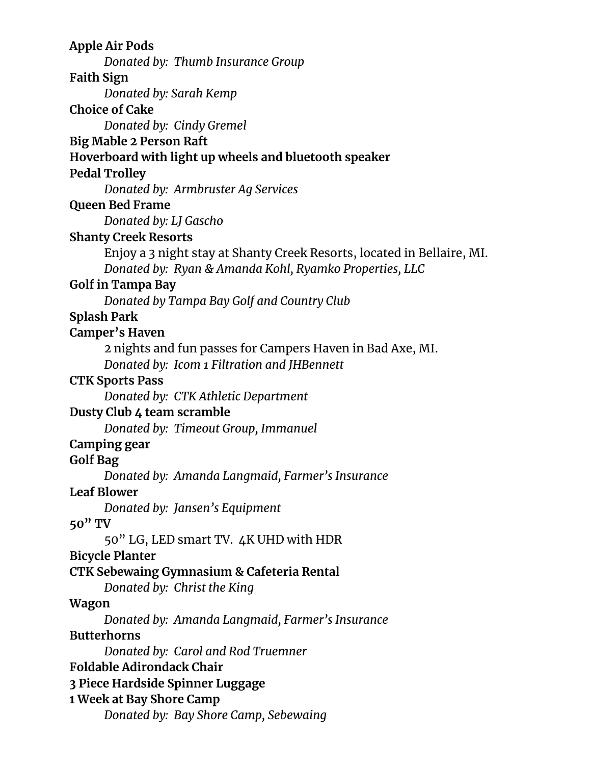**Apple Air Pods**

*Donated by: Thumb Insurance Group*

**Faith Sign**

*Donated by: Sarah Kemp*

**Choice of Cake**

*Donated by: Cindy Gremel*

**Big Mable 2 Person Raft**

**Hoverboard with light up wheels and bluetooth speaker**

**Pedal Trolley**

*Donated by: Armbruster Ag Services*

**Queen Bed Frame**

*Donated by: LJ Gascho*

**Shanty Creek Resorts**

Enjoy a 3 night stay at Shanty Creek Resorts, located in Bellaire, MI.

*Donated by: Ryan & Amanda Kohl, Ryamko Properties, LLC*

**Golf in Tampa Bay**

*Donated by Tampa Bay Golf and Country Club*

**Splash Park**

**Camper's Haven**

2 nights and fun passes for Campers Haven in Bad Axe, MI.

*Donated by: Icom 1 Filtration and JHBennett*

**CTK Sports Pass**

*Donated by: CTK Athletic Department*

**Dusty Club 4 team scramble**

*Donated by: Timeout Group, Immanuel*

**Camping gear**

**Golf Bag**

*Donated by: Amanda Langmaid, Farmer's Insurance*

**Leaf Blower**

*Donated by: Jansen's Equipment*

**50" TV**

50" LG, LED smart TV. 4K UHD with HDR

**Bicycle Planter**

**CTK Sebewaing Gymnasium & Cafeteria Rental**

*Donated by: Christ the King*

**Wagon**

*Donated by: Amanda Langmaid, Farmer's Insurance*

**Butterhorns**

*Donated by: Carol and Rod Truemner*

**Foldable Adirondack Chair**

**3 Piece Hardside Spinner Luggage**

**1 Week at Bay Shore Camp**

*Donated by: Bay Shore Camp, Sebewaing*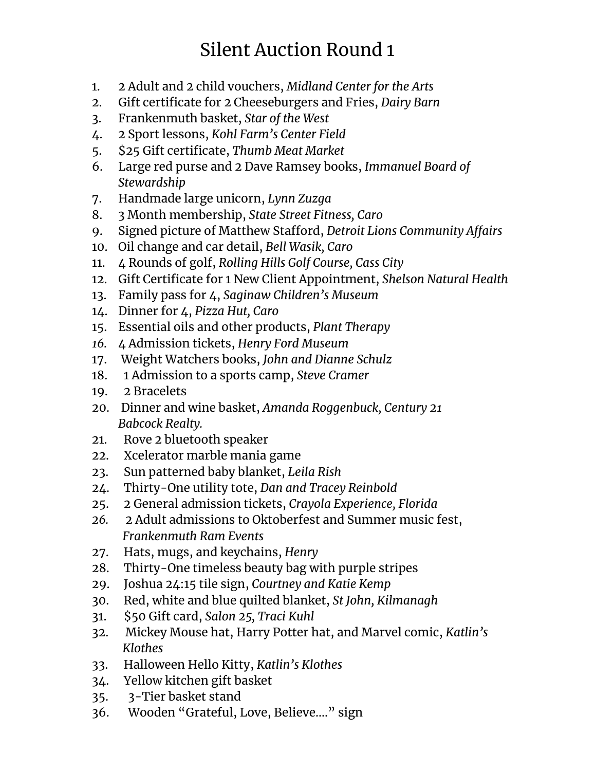# Silent Auction Round 1

1. 2 Adult and 2 child vouchers, *Midland Center for the Arts*
2. Gift certificate for 2 Cheeseburgers and Fries, *Dairy Barn*
3. Frankenmuth basket, *Star of the West*
4. 2 Sport lessons, *Kohl Farm's Center Field*
5. $25 Gift certificate, *Thumb Meat Market*
6. Large red purse and 2 Dave Ramsey books, *Immanuel Board of Stewardship*
7. Handmade large unicorn, *Lynn Zuzga*
8. 3 Month membership, *State Street Fitness, Caro*
9. Signed picture of Matthew Stafford, *Detroit Lions Community Affairs*
10. Oil change and car detail, *Bell Wasik, Caro*
11. 4 Rounds of golf, *Rolling Hills Golf Course, Cass City*
12. Gift Certificate for 1 New Client Appointment, *Shelson Natural Health*
13. Family pass for 4, *Saginaw Children's Museum*
14. Dinner for 4, *Pizza Hut, Caro*
15. Essential oils and other products, *Plant Therapy*
16. 4 Admission tickets, *Henry Ford Museum*
17. Weight Watchers books, *John and Dianne Schulz*
18. 1 Admission to a sports camp, *Steve Cramer*
19. 2 Bracelets
20. Dinner and wine basket, *Amanda Roggenbuck, Century 21 Babcock Realty.*
21. Rove 2 bluetooth speaker
22. Xcelerator marble mania game
23. Sun patterned baby blanket, *Leila Rish*
24. Thirty-One utility tote, *Dan and Tracey Reinbold*
25. 2 General admission tickets, *Crayola Experience, Florida*
26. 2 Adult admissions to Oktoberfest and Summer music fest, *Frankenmuth Ram Events*
27. Hats, mugs, and keychains, *Henry*
28. Thirty-One timeless beauty bag with purple stripes
29. Joshua 24:15 tile sign, *Courtney and Katie Kemp*
30. Red, white and blue quilted blanket, *St John, Kilmanagh*
31. $50 Gift card, *Salon 25, Traci Kuhl*
32. Mickey Mouse hat, Harry Potter hat, and Marvel comic, *Katlin's Klothes*
33. Halloween Hello Kitty, *Katlin's Klothes*
34. Yellow kitchen gift basket
35. 3-Tier basket stand
36. Wooden "Grateful, Love, Believe...." sign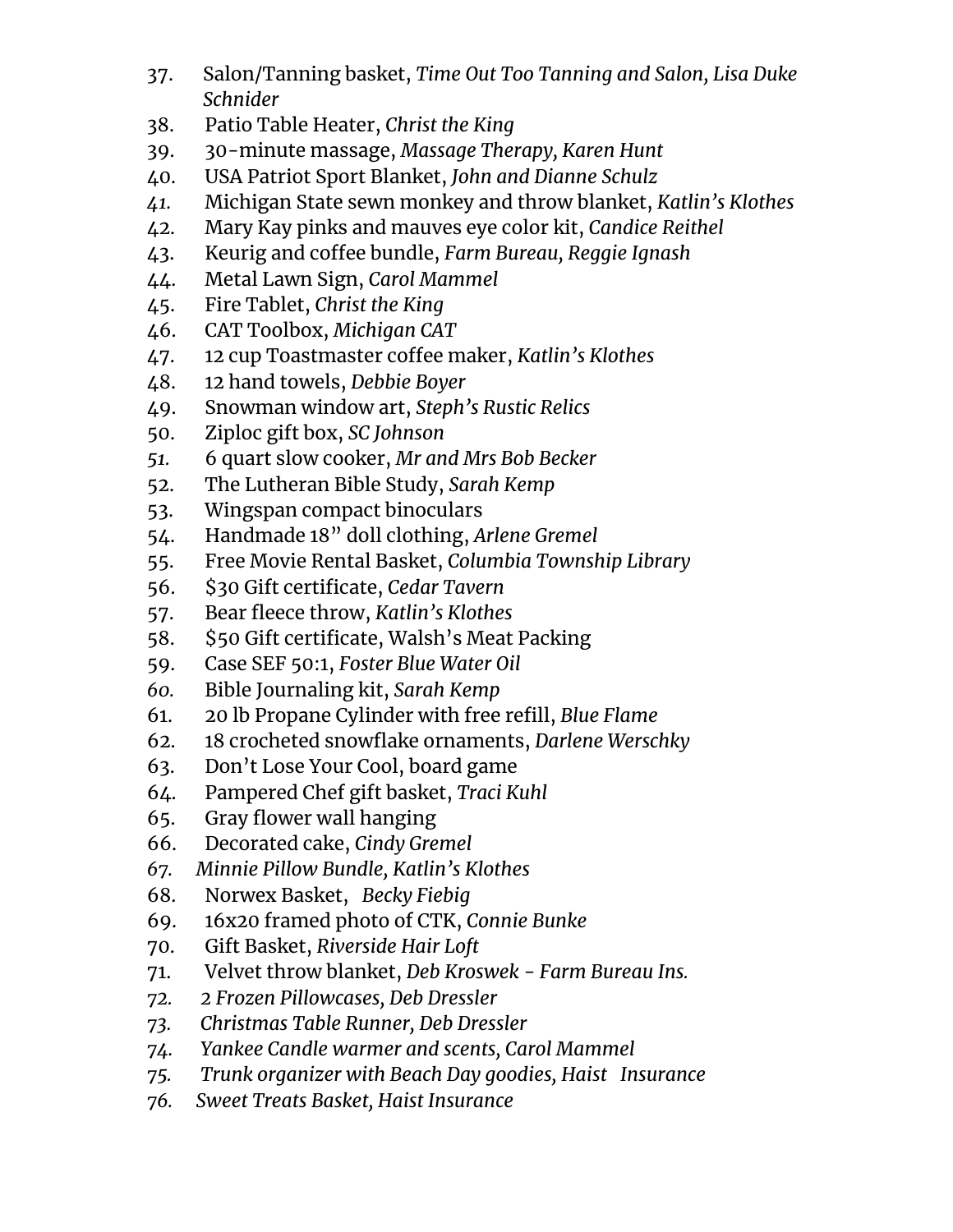37. Salon/Tanning basket, *Time Out Too Tanning and Salon, Lisa Duke Schnider*
38. Patio Table Heater, *Christ the King*
39. 30-minute massage, *Massage Therapy, Karen Hunt*
40. USA Patriot Sport Blanket, *John and Dianne Schulz*
41. Michigan State sewn monkey and throw blanket, *Katlin's Klothes*
42. Mary Kay pinks and mauves eye color kit, *Candice Reithel*
43. Keurig and coffee bundle, *Farm Bureau, Reggie Ignash*
44. Metal Lawn Sign, *Carol Mammel*
45. Fire Tablet, *Christ the King*
46. CAT Toolbox, *Michigan CAT*
47. 12 cup Toastmaster coffee maker, *Katlin's Klothes*
48. 12 hand towels, *Debbie Boyer*
49. Snowman window art, *Steph's Rustic Relics*
50. Ziploc gift box, *SC Johnson*
51. 6 quart slow cooker, *Mr and Mrs Bob Becker*
52. The Lutheran Bible Study, *Sarah Kemp*
53. Wingspan compact binoculars
54. Handmade 18" doll clothing, *Arlene Gremel*
55. Free Movie Rental Basket, *Columbia Township Library*
56. $30 Gift certificate, *Cedar Tavern*
57. Bear fleece throw, *Katlin's Klothes*
58. $50 Gift certificate, Walsh's Meat Packing
59. Case SEF 50:1, *Foster Blue Water Oil*
60. Bible Journaling kit, *Sarah Kemp*
61. 20 lb Propane Cylinder with free refill, *Blue Flame*
62. 18 crocheted snowflake ornaments, *Darlene Werschky*
63. Don't Lose Your Cool, board game
64. Pampered Chef gift basket, *Traci Kuhl*
65. Gray flower wall hanging
66. Decorated cake, *Cindy Gremel*
67. *Minnie Pillow Bundle, Katlin's Klothes*
68. Norwex Basket, *Becky Fiebig*
69. 16x20 framed photo of CTK, *Connie Bunke*
70. Gift Basket, *Riverside Hair Loft*
71. Velvet throw blanket, *Deb Kroswek - Farm Bureau Ins.*
72. *2 Frozen Pillowcases, Deb Dressler*
73. *Christmas Table Runner, Deb Dressler*
74. *Yankee Candle warmer and scents, Carol Mammel*
75. *Trunk organizer with Beach Day goodies, Haist Insurance*
76. *Sweet Treats Basket, Haist Insurance*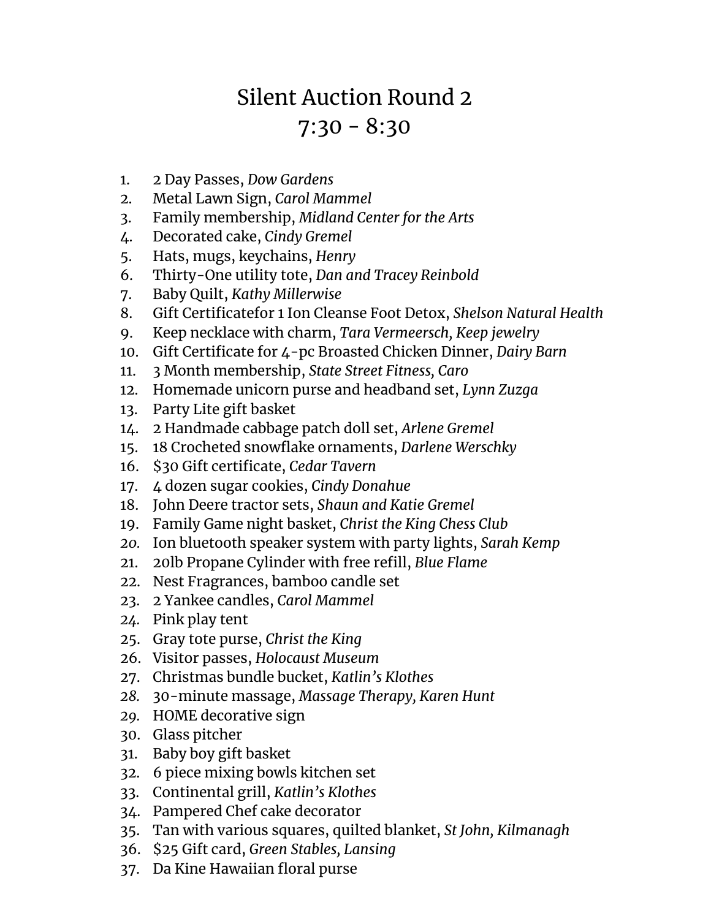# Silent Auction Round 2
# 7:30 - 8:30

1. 2 Day Passes, *Dow Gardens*
2. Metal Lawn Sign, *Carol Mammel*
3. Family membership, *Midland Center for the Arts*
4. Decorated cake, *Cindy Gremel*
5. Hats, mugs, keychains, *Henry*
6. Thirty-One utility tote, *Dan and Tracey Reinbold*
7. Baby Quilt, *Kathy Millerwise*
8. Gift Certificatefor 1 Ion Cleanse Foot Detox, *Shelson Natural Health*
9. Keep necklace with charm, *Tara Vermeersch, Keep jewelry*
10. Gift Certificate for 4-pc Broasted Chicken Dinner, *Dairy Barn*
11. 3 Month membership, *State Street Fitness, Caro*
12. Homemade unicorn purse and headband set, *Lynn Zuzga*
13. Party Lite gift basket
14. 2 Handmade cabbage patch doll set, *Arlene Gremel*
15. 18 Crocheted snowflake ornaments, *Darlene Werschky*
16. $30 Gift certificate, *Cedar Tavern*
17. 4 dozen sugar cookies, *Cindy Donahue*
18. John Deere tractor sets, *Shaun and Katie Gremel*
19. Family Game night basket, *Christ the King Chess Club*
20. Ion bluetooth speaker system with party lights, *Sarah Kemp*
21. 20lb Propane Cylinder with free refill, *Blue Flame*
22. Nest Fragrances, bamboo candle set
23. 2 Yankee candles, *Carol Mammel*
24. Pink play tent
25. Gray tote purse, *Christ the King*
26. Visitor passes, *Holocaust Museum*
27. Christmas bundle bucket, *Katlin's Klothes*
28. 30-minute massage, *Massage Therapy, Karen Hunt*
29. HOME decorative sign
30. Glass pitcher
31. Baby boy gift basket
32. 6 piece mixing bowls kitchen set
33. Continental grill, *Katlin's Klothes*
34. Pampered Chef cake decorator
35. Tan with various squares, quilted blanket, *St John, Kilmanagh*
36. $25 Gift card, *Green Stables, Lansing*
37. Da Kine Hawaiian floral purse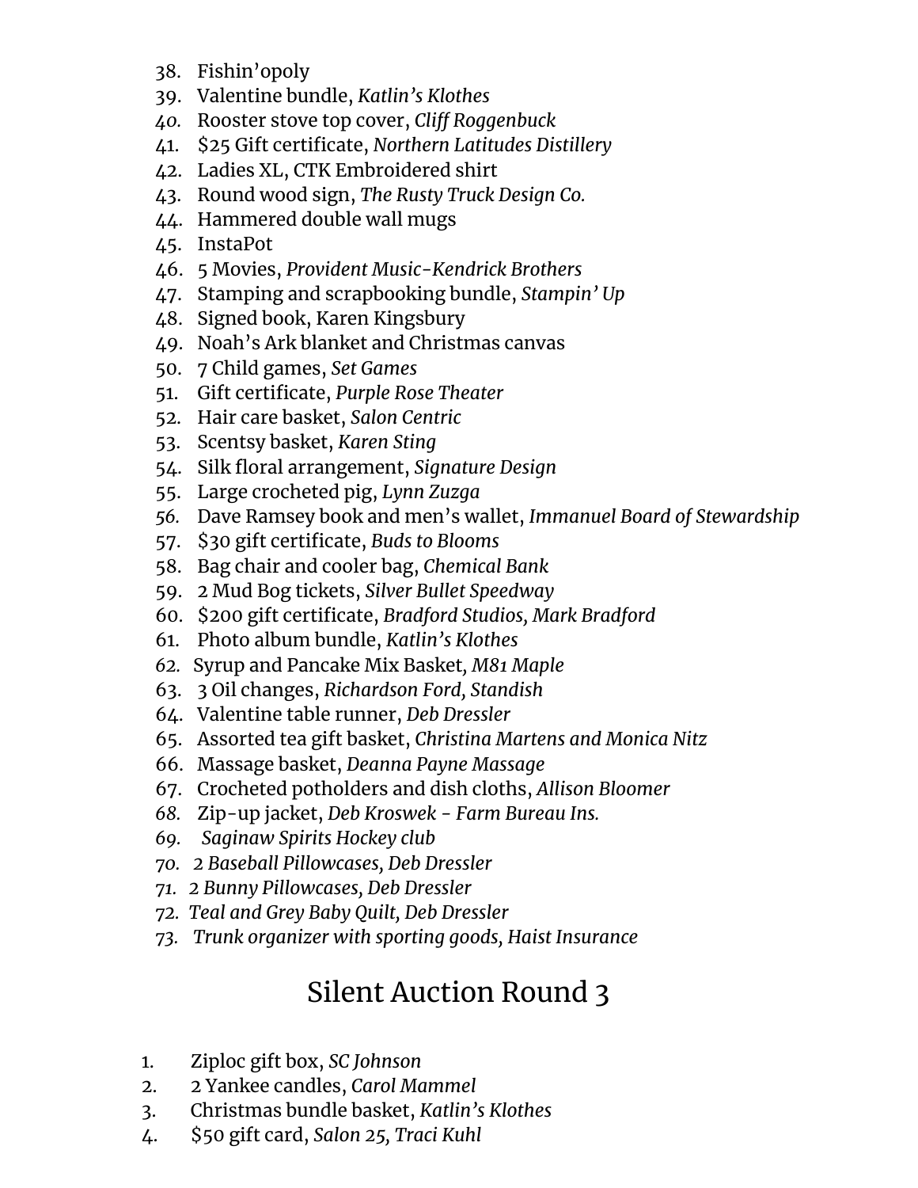38. Fishin'opoly
39. Valentine bundle, *Katlin's Klothes*
40. Rooster stove top cover, *Cliff Roggenbuck*
41. $25 Gift certificate, *Northern Latitudes Distillery*
42. Ladies XL, CTK Embroidered shirt
43. Round wood sign, *The Rusty Truck Design Co.*
44. Hammered double wall mugs
45. InstaPot
46. 5 Movies, *Provident Music-Kendrick Brothers*
47. Stamping and scrapbooking bundle, *Stampin' Up*
48. Signed book, Karen Kingsbury
49. Noah's Ark blanket and Christmas canvas
50. 7 Child games, *Set Games*
51. Gift certificate, *Purple Rose Theater*
52. Hair care basket, *Salon Centric*
53. Scentsy basket, *Karen Sting*
54. Silk floral arrangement, *Signature Design*
55. Large crocheted pig, *Lynn Zuzga*
56. Dave Ramsey book and men's wallet, *Immanuel Board of Stewardship*
57. $30 gift certificate, *Buds to Blooms*
58. Bag chair and cooler bag, *Chemical Bank*
59. 2 Mud Bog tickets, *Silver Bullet Speedway*
60. $200 gift certificate, *Bradford Studios, Mark Bradford*
61. Photo album bundle, *Katlin's Klothes*
62. Syrup and Pancake Mix Basket, *M81 Maple*
63. 3 Oil changes, *Richardson Ford, Standish*
64. Valentine table runner, *Deb Dressler*
65. Assorted tea gift basket, *Christina Martens and Monica Nitz*
66. Massage basket, *Deanna Payne Massage*
67. Crocheted potholders and dish cloths, *Allison Bloomer*
68. Zip-up jacket, *Deb Kroswek - Farm Bureau Ins.*
69. *Saginaw Spirits Hockey club*
70. *2 Baseball Pillowcases, Deb Dressler*
71. *2 Bunny Pillowcases, Deb Dressler*
72. *Teal and Grey Baby Quilt, Deb Dressler*
73. *Trunk organizer with sporting goods, Haist Insurance*

# Silent Auction Round 3

1. Ziploc gift box, *SC Johnson*
2. 2 Yankee candles, *Carol Mammel*
3. Christmas bundle basket, *Katlin's Klothes*
4. $50 gift card, *Salon 25, Traci Kuhl*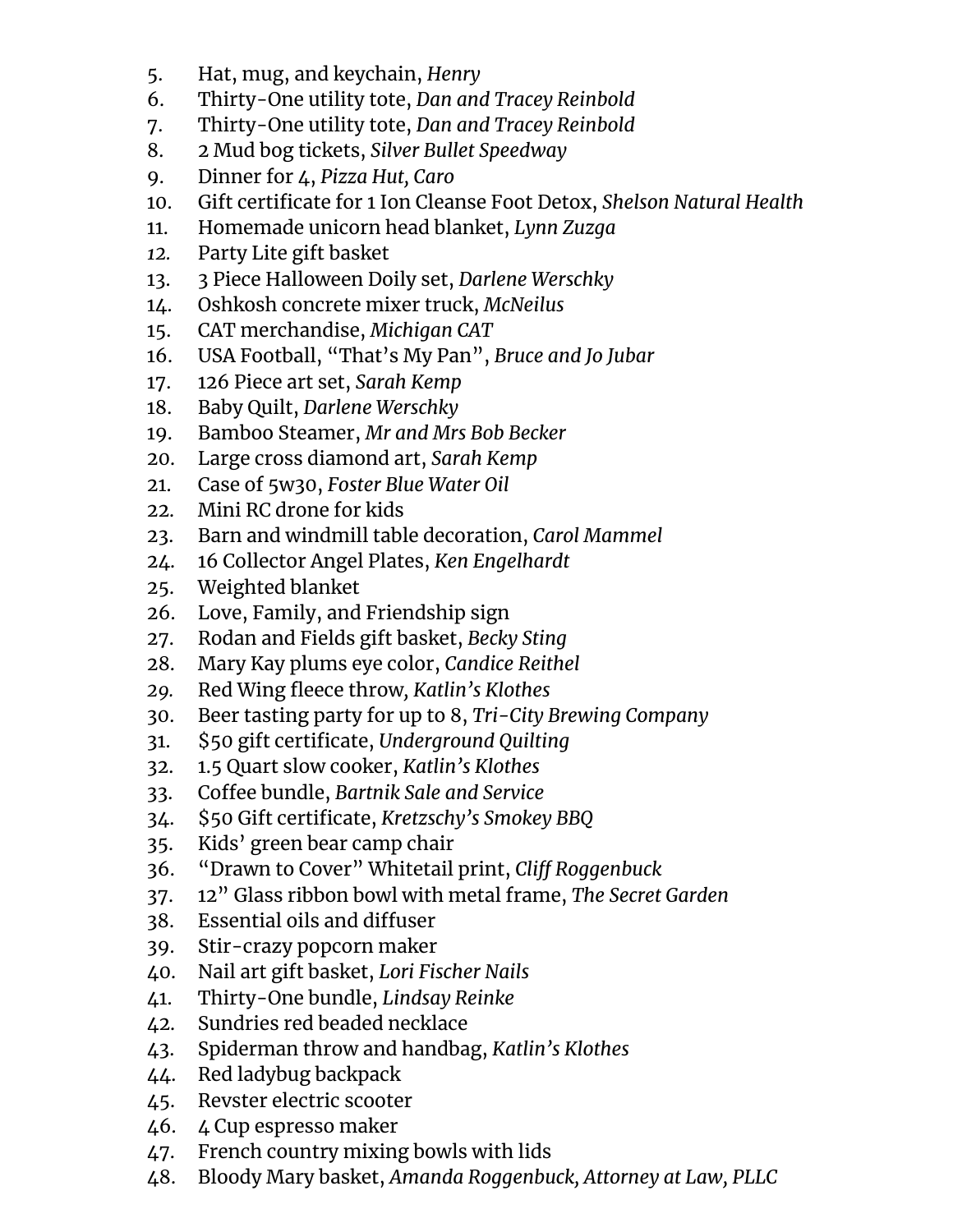5. Hat, mug, and keychain, *Henry*
6. Thirty-One utility tote, *Dan and Tracey Reinbold*
7. Thirty-One utility tote, *Dan and Tracey Reinbold*
8. 2 Mud bog tickets, *Silver Bullet Speedway*
9. Dinner for 4, *Pizza Hut, Caro*
10. Gift certificate for 1 Ion Cleanse Foot Detox, *Shelson Natural Health*
11. Homemade unicorn head blanket, *Lynn Zuzga*
12. Party Lite gift basket
13. 3 Piece Halloween Doily set, *Darlene Werschky*
14. Oshkosh concrete mixer truck, *McNeilus*
15. CAT merchandise, *Michigan CAT*
16. USA Football, "That's My Pan", *Bruce and Jo Jubar*
17. 126 Piece art set, *Sarah Kemp*
18. Baby Quilt, *Darlene Werschky*
19. Bamboo Steamer, *Mr and Mrs Bob Becker*
20. Large cross diamond art, *Sarah Kemp*
21. Case of 5w30, *Foster Blue Water Oil*
22. Mini RC drone for kids
23. Barn and windmill table decoration, *Carol Mammel*
24. 16 Collector Angel Plates, *Ken Engelhardt*
25. Weighted blanket
26. Love, Family, and Friendship sign
27. Rodan and Fields gift basket, *Becky Sting*
28. Mary Kay plums eye color, *Candice Reithel*
29. Red Wing fleece throw, *Katlin's Klothes*
30. Beer tasting party for up to 8, *Tri-City Brewing Company*
31. $50 gift certificate, *Underground Quilting*
32. 1.5 Quart slow cooker, *Katlin's Klothes*
33. Coffee bundle, *Bartnik Sale and Service*
34. $50 Gift certificate, *Kretzschy's Smokey BBQ*
35. Kids' green bear camp chair
36. "Drawn to Cover" Whitetail print, *Cliff Roggenbuck*
37. 12" Glass ribbon bowl with metal frame, *The Secret Garden*
38. Essential oils and diffuser
39. Stir-crazy popcorn maker
40. Nail art gift basket, *Lori Fischer Nails*
41. Thirty-One bundle, *Lindsay Reinke*
42. Sundries red beaded necklace
43. Spiderman throw and handbag, *Katlin's Klothes*
44. Red ladybug backpack
45. Revster electric scooter
46. 4 Cup espresso maker
47. French country mixing bowls with lids
48. Bloody Mary basket, *Amanda Roggenbuck, Attorney at Law, PLLC*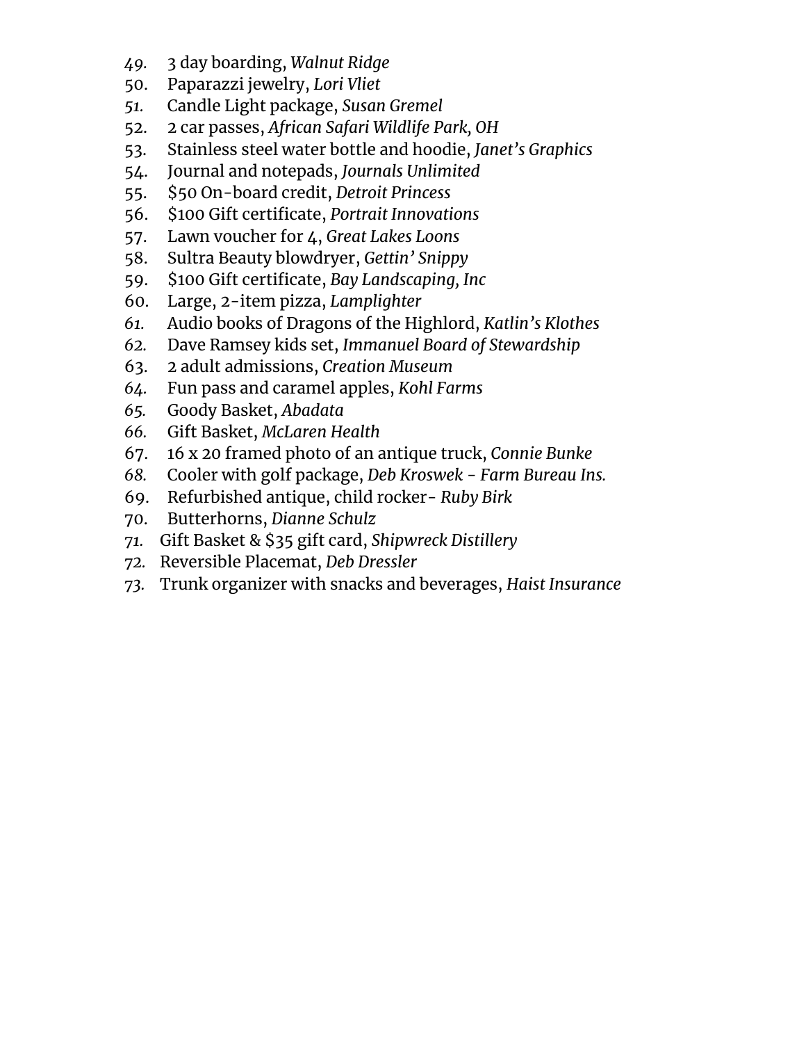49. 3 day boarding, *Walnut Ridge*
50. Paparazzi jewelry, *Lori Vliet*
51. Candle Light package, *Susan Gremel*
52. 2 car passes, *African Safari Wildlife Park, OH*
53. Stainless steel water bottle and hoodie, *Janet's Graphics*
54. Journal and notepads, *Journals Unlimited*
55. $50 On-board credit, *Detroit Princess*
56. $100 Gift certificate, *Portrait Innovations*
57. Lawn voucher for 4, *Great Lakes Loons*
58. Sultra Beauty blowdryer, *Gettin' Snippy*
59. $100 Gift certificate, *Bay Landscaping, Inc*
60. Large, 2-item pizza, *Lamplighter*
61. Audio books of Dragons of the Highlord, *Katlin's Klothes*
62. Dave Ramsey kids set, *Immanuel Board of Stewardship*
63. 2 adult admissions, *Creation Museum*
64. Fun pass and caramel apples, *Kohl Farms*
65. Goody Basket, *Abadata*
66. Gift Basket, *McLaren Health*
67. 16 x 20 framed photo of an antique truck, *Connie Bunke*
68. Cooler with golf package, *Deb Kroswek - Farm Bureau Ins.*
69. Refurbished antique, child rocker- *Ruby Birk*
70. Butterhorns, *Dianne Schulz*
71. Gift Basket & $35 gift card, *Shipwreck Distillery*
72. Reversible Placemat, *Deb Dressler*
73. Trunk organizer with snacks and beverages, *Haist Insurance*